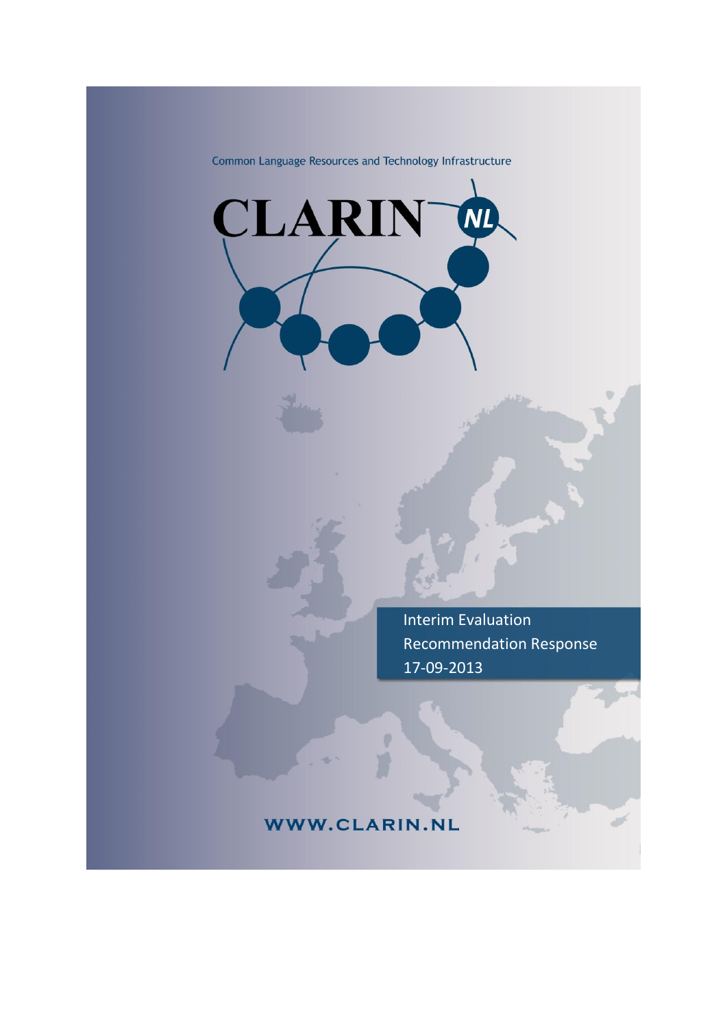Common Language Resources and Technology Infrastructure

# CLARIN NL

Interim Evaluation
Recommendation Response
17-09-2013

WWW.CLARIN.NL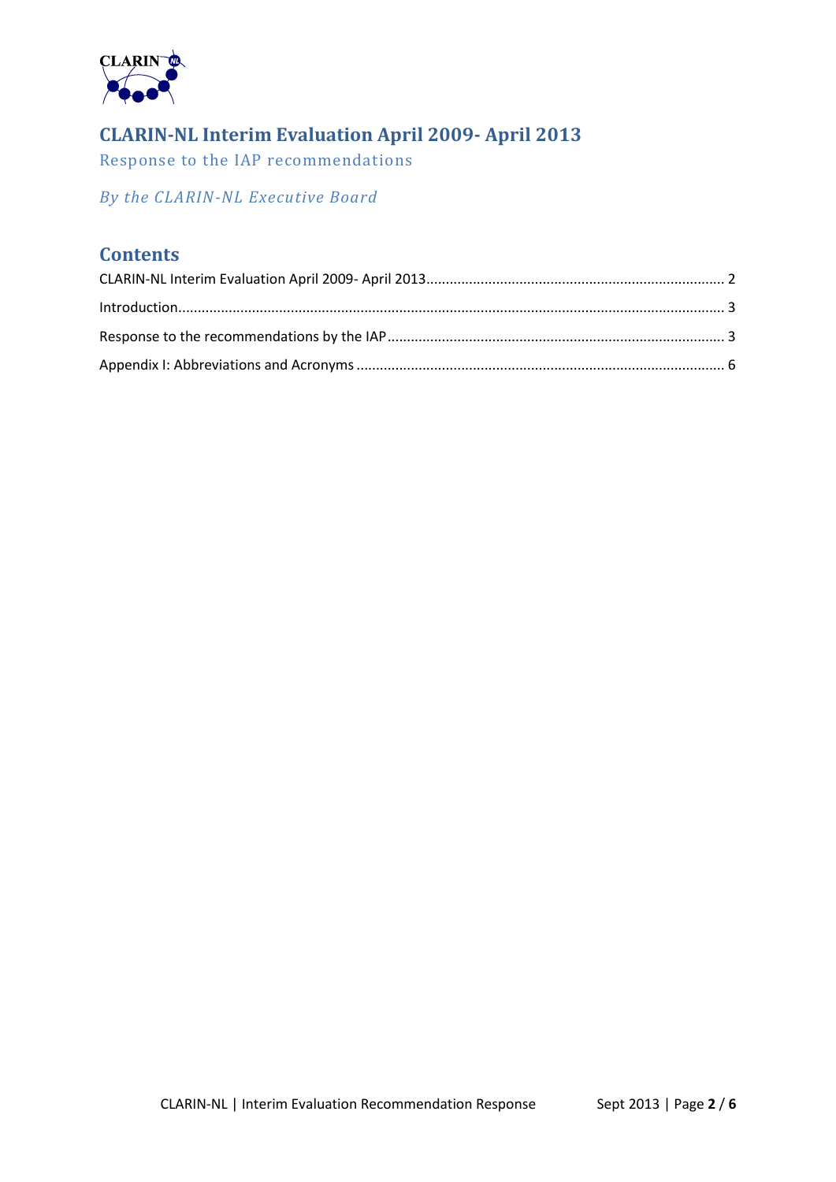# CLARIN-NL Interim Evaluation April 2009- April 2013

Response to the IAP recommendations

*By the CLARIN-NL Executive Board*

## Contents

CLARIN-NL Interim Evaluation April 2009- April 2013 .......... 2

Introduction .......... 3

Response to the recommendations by the IAP .......... 3

Appendix I: Abbreviations and Acronyms .......... 6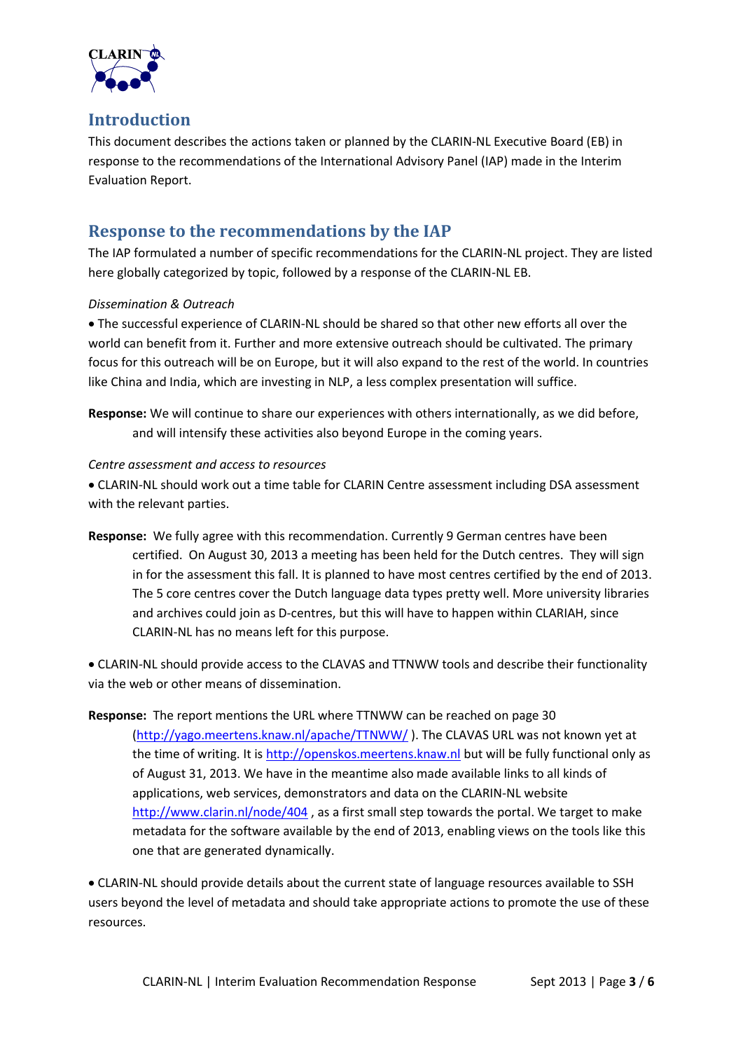## Introduction

This document describes the actions taken or planned by the CLARIN-NL Executive Board (EB) in response to the recommendations of the International Advisory Panel (IAP) made in the Interim Evaluation Report.

## Response to the recommendations by the IAP

The IAP formulated a number of specific recommendations for the CLARIN-NL project. They are listed here globally categorized by topic, followed by a response of the CLARIN-NL EB.

*Dissemination & Outreach*

- The successful experience of CLARIN-NL should be shared so that other new efforts all over the world can benefit from it. Further and more extensive outreach should be cultivated. The primary focus for this outreach will be on Europe, but it will also expand to the rest of the world. In countries like China and India, which are investing in NLP, a less complex presentation will suffice.

**Response:** We will continue to share our experiences with others internationally, as we did before, and will intensify these activities also beyond Europe in the coming years.

*Centre assessment and access to resources*

- CLARIN-NL should work out a time table for CLARIN Centre assessment including DSA assessment with the relevant parties.

**Response:** We fully agree with this recommendation. Currently 9 German centres have been certified. On August 30, 2013 a meeting has been held for the Dutch centres. They will sign in for the assessment this fall. It is planned to have most centres certified by the end of 2013. The 5 core centres cover the Dutch language data types pretty well. More university libraries and archives could join as D-centres, but this will have to happen within CLARIAH, since CLARIN-NL has no means left for this purpose.

- CLARIN-NL should provide access to the CLAVAS and TTNWW tools and describe their functionality via the web or other means of dissemination.

**Response:** The report mentions the URL where TTNWW can be reached on page 30 (http://yago.meertens.knaw.nl/apache/TTNWW/ ). The CLAVAS URL was not known yet at the time of writing. It is http://openskos.meertens.knaw.nl but will be fully functional only as of August 31, 2013. We have in the meantime also made available links to all kinds of applications, web services, demonstrators and data on the CLARIN-NL website http://www.clarin.nl/node/404 , as a first small step towards the portal. We target to make metadata for the software available by the end of 2013, enabling views on the tools like this one that are generated dynamically.

- CLARIN-NL should provide details about the current state of language resources available to SSH users beyond the level of metadata and should take appropriate actions to promote the use of these resources.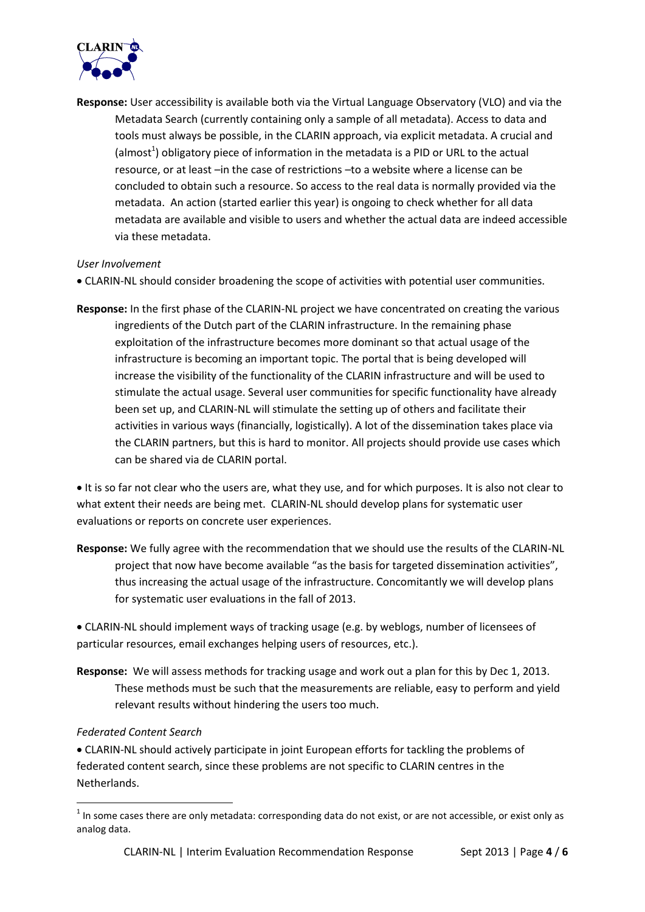**Response:** User accessibility is available both via the Virtual Language Observatory (VLO) and via the Metadata Search (currently containing only a sample of all metadata). Access to data and tools must always be possible, in the CLARIN approach, via explicit metadata. A crucial and (almost[1]) obligatory piece of information in the metadata is a PID or URL to the actual resource, or at least –in the case of restrictions –to a website where a license can be concluded to obtain such a resource. So access to the real data is normally provided via the metadata. An action (started earlier this year) is ongoing to check whether for all data metadata are available and visible to users and whether the actual data are indeed accessible via these metadata.

*User Involvement*

- CLARIN-NL should consider broadening the scope of activities with potential user communities.

**Response:** In the first phase of the CLARIN-NL project we have concentrated on creating the various ingredients of the Dutch part of the CLARIN infrastructure. In the remaining phase exploitation of the infrastructure becomes more dominant so that actual usage of the infrastructure is becoming an important topic. The portal that is being developed will increase the visibility of the functionality of the CLARIN infrastructure and will be used to stimulate the actual usage. Several user communities for specific functionality have already been set up, and CLARIN-NL will stimulate the setting up of others and facilitate their activities in various ways (financially, logistically). A lot of the dissemination takes place via the CLARIN partners, but this is hard to monitor. All projects should provide use cases which can be shared via de CLARIN portal.

- It is so far not clear who the users are, what they use, and for which purposes. It is also not clear to what extent their needs are being met. CLARIN-NL should develop plans for systematic user evaluations or reports on concrete user experiences.

**Response:** We fully agree with the recommendation that we should use the results of the CLARIN-NL project that now have become available "as the basis for targeted dissemination activities", thus increasing the actual usage of the infrastructure. Concomitantly we will develop plans for systematic user evaluations in the fall of 2013.

- CLARIN-NL should implement ways of tracking usage (e.g. by weblogs, number of licensees of particular resources, email exchanges helping users of resources, etc.).

**Response:** We will assess methods for tracking usage and work out a plan for this by Dec 1, 2013. These methods must be such that the measurements are reliable, easy to perform and yield relevant results without hindering the users too much.

*Federated Content Search*

- CLARIN-NL should actively participate in joint European efforts for tackling the problems of federated content search, since these problems are not specific to CLARIN centres in the Netherlands.

---

[1] In some cases there are only metadata: corresponding data do not exist, or are not accessible, or exist only as analog data.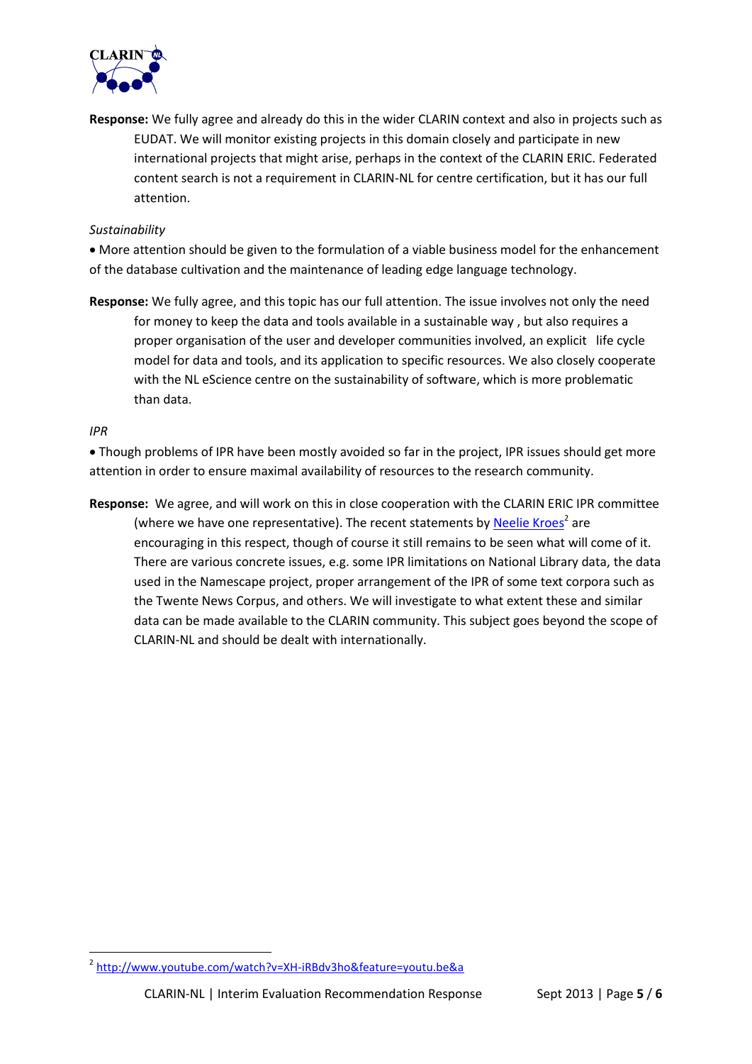**Response:** We fully agree and already do this in the wider CLARIN context and also in projects such as EUDAT. We will monitor existing projects in this domain closely and participate in new international projects that might arise, perhaps in the context of the CLARIN ERIC. Federated content search is not a requirement in CLARIN-NL for centre certification, but it has our full attention.

*Sustainability*

- More attention should be given to the formulation of a viable business model for the enhancement of the database cultivation and the maintenance of leading edge language technology.

**Response:** We fully agree, and this topic has our full attention. The issue involves not only the need for money to keep the data and tools available in a sustainable way , but also requires a proper organisation of the user and developer communities involved, an explicit life cycle model for data and tools, and its application to specific resources. We also closely cooperate with the NL eScience centre on the sustainability of software, which is more problematic than data.

*IPR*

- Though problems of IPR have been mostly avoided so far in the project, IPR issues should get more attention in order to ensure maximal availability of resources to the research community.

**Response:** We agree, and will work on this in close cooperation with the CLARIN ERIC IPR committee (where we have one representative). The recent statements by [Neelie Kroes](http://www.youtube.com/watch?v=XH-iRBdv3ho&feature=youtu.be&a)[2] are encouraging in this respect, though of course it still remains to be seen what will come of it. There are various concrete issues, e.g. some IPR limitations on National Library data, the data used in the Namescape project, proper arrangement of the IPR of some text corpora such as the Twente News Corpus, and others. We will investigate to what extent these and similar data can be made available to the CLARIN community. This subject goes beyond the scope of CLARIN-NL and should be dealt with internationally.

---

[2] http://www.youtube.com/watch?v=XH-iRBdv3ho&feature=youtu.be&a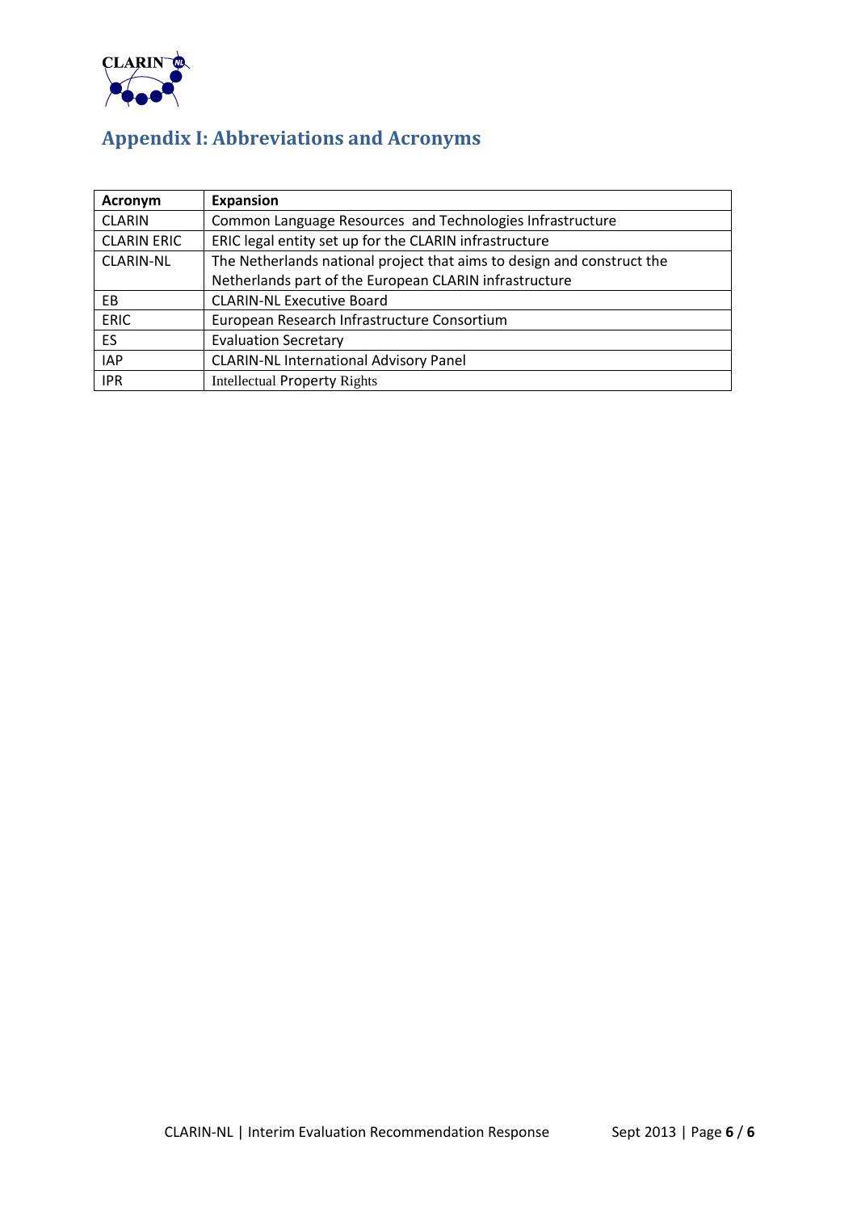# Appendix I: Abbreviations and Acronyms

| Acronym | Expansion |
|---|---|
| CLARIN | Common Language Resources and Technologies Infrastructure |
| CLARIN ERIC | ERIC legal entity set up for the CLARIN infrastructure |
| CLARIN-NL | The Netherlands national project that aims to design and construct the Netherlands part of the European CLARIN infrastructure |
| EB | CLARIN-NL Executive Board |
| ERIC | European Research Infrastructure Consortium |
| ES | Evaluation Secretary |
| IAP | CLARIN-NL International Advisory Panel |
| IPR | Intellectual Property Rights |